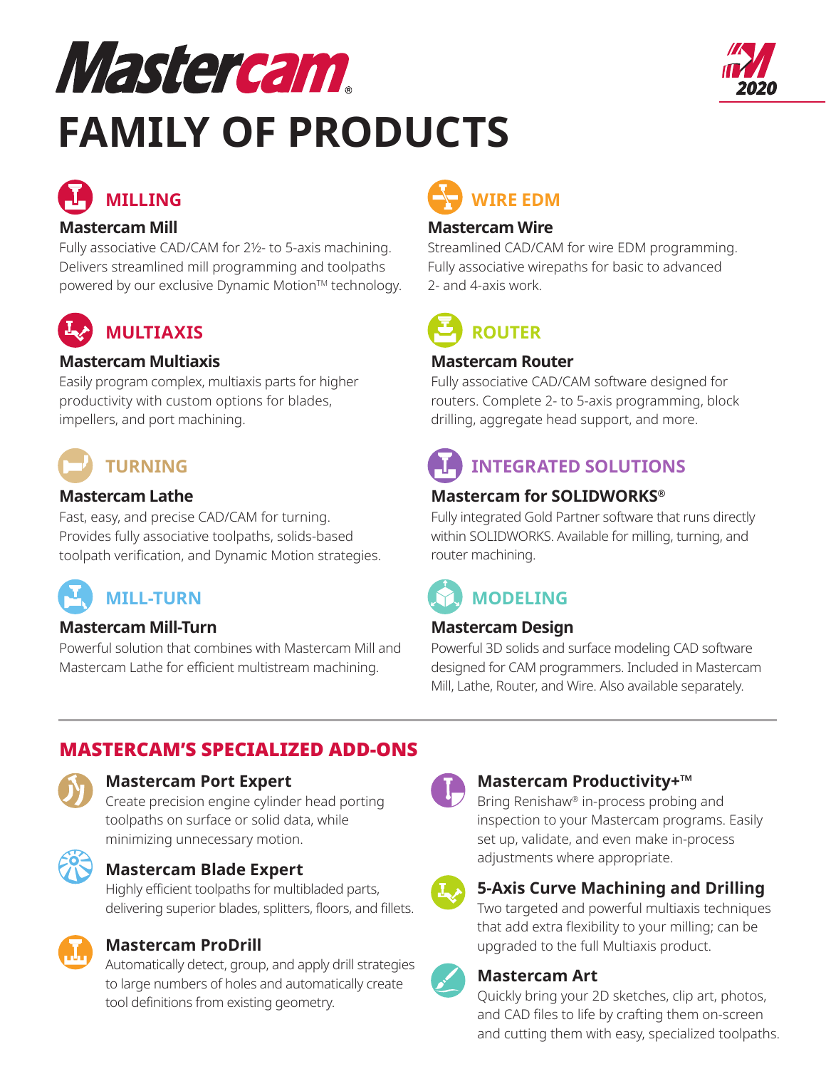# Mastercam®

# FAMILY OF PRODUCTS

2020

## MILLING

### Mastercam Mill

Fully associative CAD/CAM for 2½- to 5-axis machining. Delivers streamlined mill programming and toolpaths powered by our exclusive Dynamic Motion™ technology.

## MULTIAXIS

### Mastercam Multiaxis

Easily program complex, multiaxis parts for higher productivity with custom options for blades, impellers, and port machining.

## TURNING

### Mastercam Lathe

Fast, easy, and precise CAD/CAM for turning. Provides fully associative toolpaths, solids-based toolpath verification, and Dynamic Motion strategies.

## MILL-TURN

### Mastercam Mill-Turn

Powerful solution that combines with Mastercam Mill and Mastercam Lathe for efficient multistream machining.

## WIRE EDM

### Mastercam Wire

Streamlined CAD/CAM for wire EDM programming. Fully associative wirepaths for basic to advanced 2- and 4-axis work.

## ROUTER

### Mastercam Router

Fully associative CAD/CAM software designed for routers. Complete 2- to 5-axis programming, block drilling, aggregate head support, and more.

## INTEGRATED SOLUTIONS

### Mastercam for SOLIDWORKS®

Fully integrated Gold Partner software that runs directly within SOLIDWORKS. Available for milling, turning, and router machining.

## MODELING

### Mastercam Design

Powerful 3D solids and surface modeling CAD software designed for CAM programmers. Included in Mastercam Mill, Lathe, Router, and Wire. Also available separately.

## MASTERCAM'S SPECIALIZED ADD-ONS

### Mastercam Port Expert

Create precision engine cylinder head porting toolpaths on surface or solid data, while minimizing unnecessary motion.

### Mastercam Blade Expert

Highly efficient toolpaths for multibladed parts, delivering superior blades, splitters, floors, and fillets.

### Mastercam ProDrill

Automatically detect, group, and apply drill strategies to large numbers of holes and automatically create tool definitions from existing geometry.

### Mastercam Productivity+™

Bring Renishaw® in-process probing and inspection to your Mastercam programs. Easily set up, validate, and even make in-process adjustments where appropriate.

### 5-Axis Curve Machining and Drilling

Two targeted and powerful multiaxis techniques that add extra flexibility to your milling; can be upgraded to the full Multiaxis product.

### Mastercam Art

Quickly bring your 2D sketches, clip art, photos, and CAD files to life by crafting them on-screen and cutting them with easy, specialized toolpaths.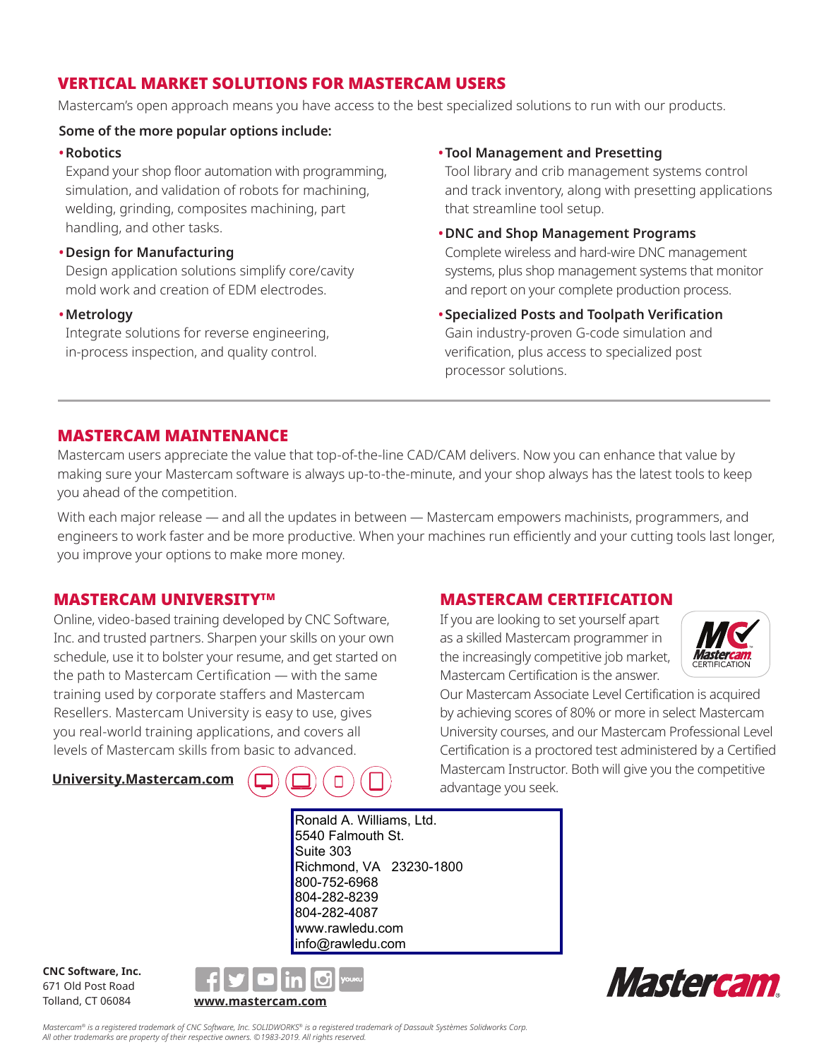## VERTICAL MARKET SOLUTIONS FOR MASTERCAM USERS

Mastercam's open approach means you have access to the best specialized solutions to run with our products.

**Some of the more popular options include:**

- **Robotics**
  Expand your shop floor automation with programming, simulation, and validation of robots for machining, welding, grinding, composites machining, part handling, and other tasks.
- **Design for Manufacturing**
  Design application solutions simplify core/cavity mold work and creation of EDM electrodes.
- **Metrology**
  Integrate solutions for reverse engineering, in-process inspection, and quality control.
- **Tool Management and Presetting**
  Tool library and crib management systems control and track inventory, along with presetting applications that streamline tool setup.
- **DNC and Shop Management Programs**
  Complete wireless and hard-wire DNC management systems, plus shop management systems that monitor and report on your complete production process.
- **Specialized Posts and Toolpath Verification**
  Gain industry-proven G-code simulation and verification, plus access to specialized post processor solutions.

## MASTERCAM MAINTENANCE

Mastercam users appreciate the value that top-of-the-line CAD/CAM delivers. Now you can enhance that value by making sure your Mastercam software is always up-to-the-minute, and your shop always has the latest tools to keep you ahead of the competition.

With each major release — and all the updates in between — Mastercam empowers machinists, programmers, and engineers to work faster and be more productive. When your machines run efficiently and your cutting tools last longer, you improve your options to make more money.

## MASTERCAM UNIVERSITY™

Online, video-based training developed by CNC Software, Inc. and trusted partners. Sharpen your skills on your own schedule, use it to bolster your resume, and get started on the path to Mastercam Certification — with the same training used by corporate staffers and Mastercam Resellers. Mastercam University is easy to use, gives you real-world training applications, and covers all levels of Mastercam skills from basic to advanced.

**University.Mastercam.com**

## MASTERCAM CERTIFICATION

If you are looking to set yourself apart as a skilled Mastercam programmer in the increasingly competitive job market, Mastercam Certification is the answer. Our Mastercam Associate Level Certification is acquired by achieving scores of 80% or more in select Mastercam University courses, and our Mastercam Professional Level Certification is a proctored test administered by a Certified Mastercam Instructor. Both will give you the competitive advantage you seek.

Ronald A. Williams, Ltd.
5540 Falmouth St.
Suite 303
Richmond, VA 23230-1800
800-752-6968
804-282-8239
804-282-4087
www.rawledu.com
info@rawledu.com

**CNC Software, Inc.**
671 Old Post Road
Tolland, CT 06084

**www.mastercam.com**

*Mastercam® is a registered trademark of CNC Software, Inc. SOLIDWORKS® is a registered trademark of Dassault Systèmes Solidworks Corp. All other trademarks are property of their respective owners. ©1983-2019. All rights reserved.*